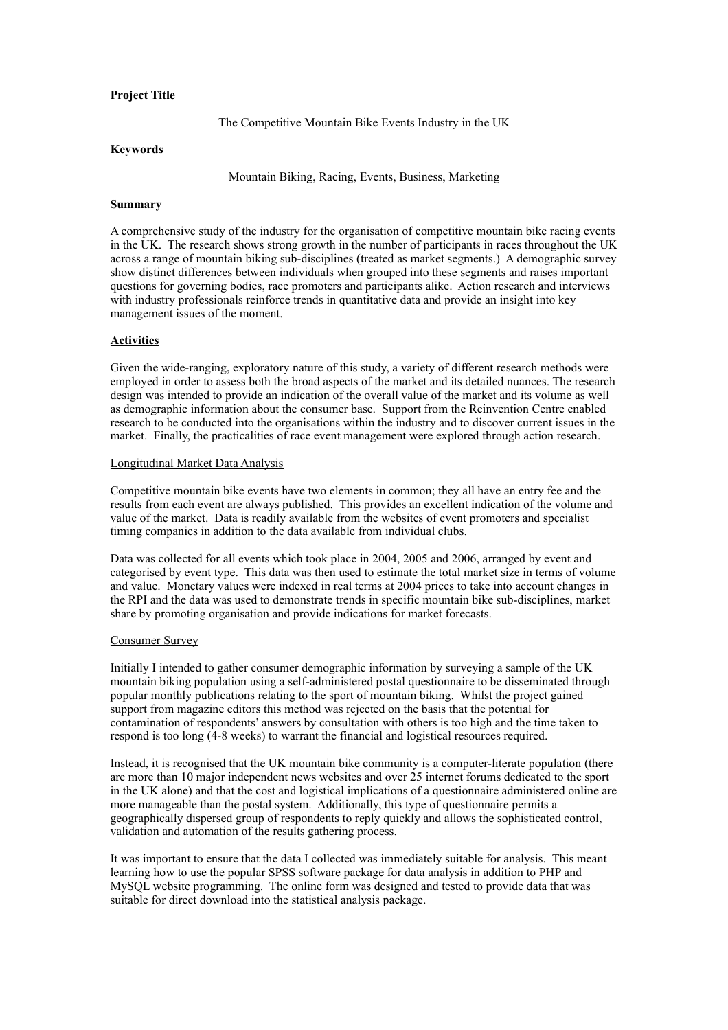**Project Title**

The Competitive Mountain Bike Events Industry in the UK

**Keywords**

Mountain Biking, Racing, Events, Business, Marketing

**Summary**

A comprehensive study of the industry for the organisation of competitive mountain bike racing events in the UK. The research shows strong growth in the number of participants in races throughout the UK across a range of mountain biking sub-disciplines (treated as market segments.) A demographic survey show distinct differences between individuals when grouped into these segments and raises important questions for governing bodies, race promoters and participants alike. Action research and interviews with industry professionals reinforce trends in quantitative data and provide an insight into key management issues of the moment.

**Activities**

Given the wide-ranging, exploratory nature of this study, a variety of different research methods were employed in order to assess both the broad aspects of the market and its detailed nuances. The research design was intended to provide an indication of the overall value of the market and its volume as well as demographic information about the consumer base. Support from the Reinvention Centre enabled research to be conducted into the organisations within the industry and to discover current issues in the market. Finally, the practicalities of race event management were explored through action research.

Longitudinal Market Data Analysis

Competitive mountain bike events have two elements in common; they all have an entry fee and the results from each event are always published. This provides an excellent indication of the volume and value of the market. Data is readily available from the websites of event promoters and specialist timing companies in addition to the data available from individual clubs.

Data was collected for all events which took place in 2004, 2005 and 2006, arranged by event and categorised by event type. This data was then used to estimate the total market size in terms of volume and value. Monetary values were indexed in real terms at 2004 prices to take into account changes in the RPI and the data was used to demonstrate trends in specific mountain bike sub-disciplines, market share by promoting organisation and provide indications for market forecasts.

Consumer Survey

Initially I intended to gather consumer demographic information by surveying a sample of the UK mountain biking population using a self-administered postal questionnaire to be disseminated through popular monthly publications relating to the sport of mountain biking. Whilst the project gained support from magazine editors this method was rejected on the basis that the potential for contamination of respondents' answers by consultation with others is too high and the time taken to respond is too long (4-8 weeks) to warrant the financial and logistical resources required.

Instead, it is recognised that the UK mountain bike community is a computer-literate population (there are more than 10 major independent news websites and over 25 internet forums dedicated to the sport in the UK alone) and that the cost and logistical implications of a questionnaire administered online are more manageable than the postal system. Additionally, this type of questionnaire permits a geographically dispersed group of respondents to reply quickly and allows the sophisticated control, validation and automation of the results gathering process.

It was important to ensure that the data I collected was immediately suitable for analysis. This meant learning how to use the popular SPSS software package for data analysis in addition to PHP and MySQL website programming. The online form was designed and tested to provide data that was suitable for direct download into the statistical analysis package.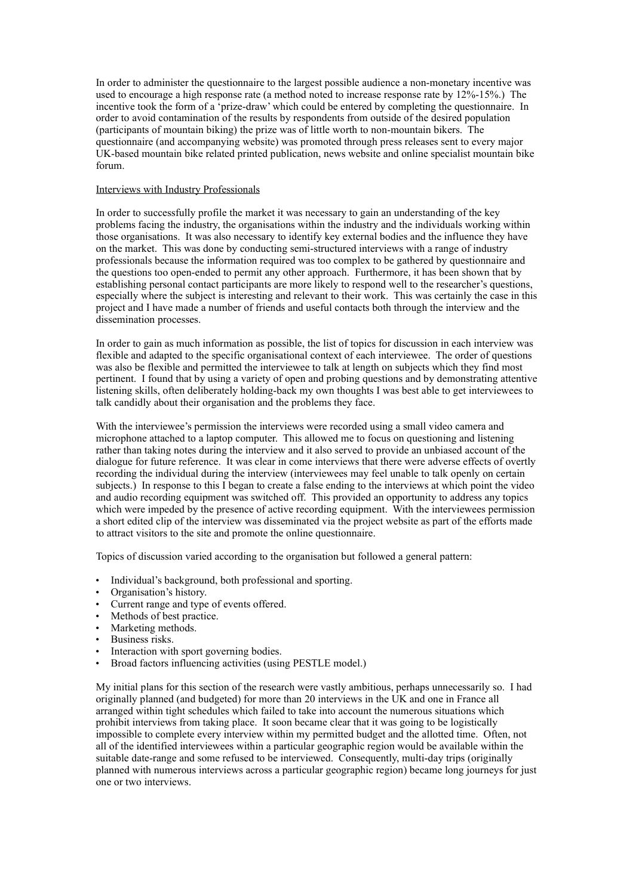In order to administer the questionnaire to the largest possible audience a non-monetary incentive was used to encourage a high response rate (a method noted to increase response rate by 12%-15%.) The incentive took the form of a 'prize-draw' which could be entered by completing the questionnaire. In order to avoid contamination of the results by respondents from outside of the desired population (participants of mountain biking) the prize was of little worth to non-mountain bikers. The questionnaire (and accompanying website) was promoted through press releases sent to every major UK-based mountain bike related printed publication, news website and online specialist mountain bike forum.

<u>Interviews with Industry Professionals</u>

In order to successfully profile the market it was necessary to gain an understanding of the key problems facing the industry, the organisations within the industry and the individuals working within those organisations. It was also necessary to identify key external bodies and the influence they have on the market. This was done by conducting semi-structured interviews with a range of industry professionals because the information required was too complex to be gathered by questionnaire and the questions too open-ended to permit any other approach. Furthermore, it has been shown that by establishing personal contact participants are more likely to respond well to the researcher's questions, especially where the subject is interesting and relevant to their work. This was certainly the case in this project and I have made a number of friends and useful contacts both through the interview and the dissemination processes.

In order to gain as much information as possible, the list of topics for discussion in each interview was flexible and adapted to the specific organisational context of each interviewee. The order of questions was also be flexible and permitted the interviewee to talk at length on subjects which they find most pertinent. I found that by using a variety of open and probing questions and by demonstrating attentive listening skills, often deliberately holding-back my own thoughts I was best able to get interviewees to talk candidly about their organisation and the problems they face.

With the interviewee's permission the interviews were recorded using a small video camera and microphone attached to a laptop computer. This allowed me to focus on questioning and listening rather than taking notes during the interview and it also served to provide an unbiased account of the dialogue for future reference. It was clear in come interviews that there were adverse effects of overtly recording the individual during the interview (interviewees may feel unable to talk openly on certain subjects.) In response to this I began to create a false ending to the interviews at which point the video and audio recording equipment was switched off. This provided an opportunity to address any topics which were impeded by the presence of active recording equipment. With the interviewees permission a short edited clip of the interview was disseminated via the project website as part of the efforts made to attract visitors to the site and promote the online questionnaire.

Topics of discussion varied according to the organisation but followed a general pattern:

- Individual's background, both professional and sporting.
- Organisation's history.
- Current range and type of events offered.
- Methods of best practice.
- Marketing methods.
- Business risks.
- Interaction with sport governing bodies.
- Broad factors influencing activities (using PESTLE model.)

My initial plans for this section of the research were vastly ambitious, perhaps unnecessarily so. I had originally planned (and budgeted) for more than 20 interviews in the UK and one in France all arranged within tight schedules which failed to take into account the numerous situations which prohibit interviews from taking place. It soon became clear that it was going to be logistically impossible to complete every interview within my permitted budget and the allotted time. Often, not all of the identified interviewees within a particular geographic region would be available within the suitable date-range and some refused to be interviewed. Consequently, multi-day trips (originally planned with numerous interviews across a particular geographic region) became long journeys for just one or two interviews.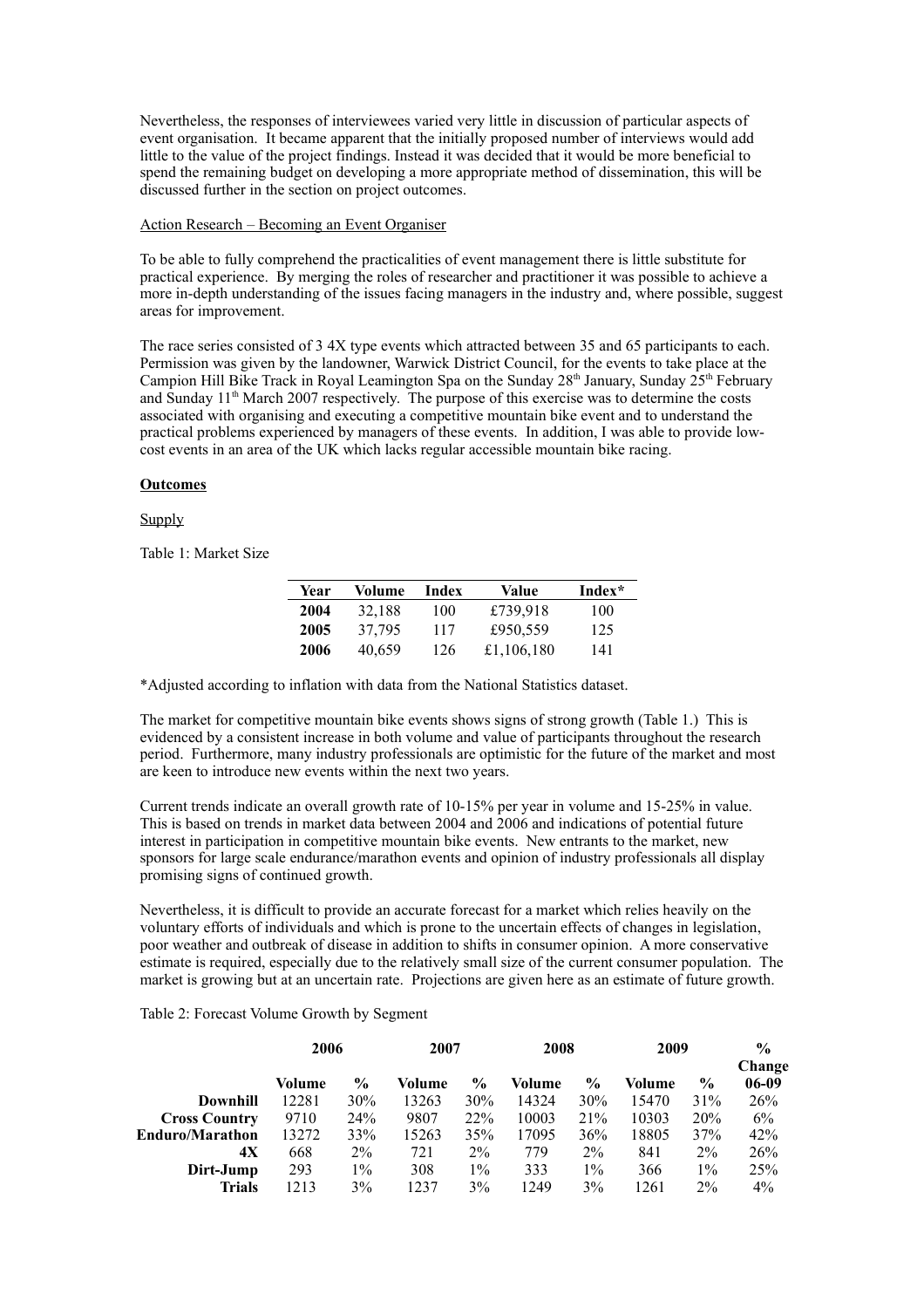Nevertheless, the responses of interviewees varied very little in discussion of particular aspects of event organisation. It became apparent that the initially proposed number of interviews would add little to the value of the project findings. Instead it was decided that it would be more beneficial to spend the remaining budget on developing a more appropriate method of dissemination, this will be discussed further in the section on project outcomes.

Action Research – Becoming an Event Organiser

To be able to fully comprehend the practicalities of event management there is little substitute for practical experience. By merging the roles of researcher and practitioner it was possible to achieve a more in-depth understanding of the issues facing managers in the industry and, where possible, suggest areas for improvement.

The race series consisted of 3 4X type events which attracted between 35 and 65 participants to each. Permission was given by the landowner, Warwick District Council, for the events to take place at the Campion Hill Bike Track in Royal Leamington Spa on the Sunday 28th January, Sunday 25th February and Sunday 11th March 2007 respectively. The purpose of this exercise was to determine the costs associated with organising and executing a competitive mountain bike event and to understand the practical problems experienced by managers of these events. In addition, I was able to provide low-cost events in an area of the UK which lacks regular accessible mountain bike racing.

## Outcomes

Supply

Table 1: Market Size

| Year | Volume | Index | Value | Index* |
|---|---|---|---|---|
| **2004** | 32,188 | 100 | £739,918 | 100 |
| **2005** | 37,795 | 117 | £950,559 | 125 |
| **2006** | 40,659 | 126 | £1,106,180 | 141 |

*Adjusted according to inflation with data from the National Statistics dataset.

The market for competitive mountain bike events shows signs of strong growth (Table 1.) This is evidenced by a consistent increase in both volume and value of participants throughout the research period. Furthermore, many industry professionals are optimistic for the future of the market and most are keen to introduce new events within the next two years.

Current trends indicate an overall growth rate of 10-15% per year in volume and 15-25% in value. This is based on trends in market data between 2004 and 2006 and indications of potential future interest in participation in competitive mountain bike events. New entrants to the market, new sponsors for large scale endurance/marathon events and opinion of industry professionals all display promising signs of continued growth.

Nevertheless, it is difficult to provide an accurate forecast for a market which relies heavily on the voluntary efforts of individuals and which is prone to the uncertain effects of changes in legislation, poor weather and outbreak of disease in addition to shifts in consumer opinion. A more conservative estimate is required, especially due to the relatively small size of the current consumer population. The market is growing but at an uncertain rate. Projections are given here as an estimate of future growth.

Table 2: Forecast Volume Growth by Segment

| | 2006 | | 2007 | | 2008 | | 2009 | | % Change |
|---|---|---|---|---|---|---|---|---|---|
| | Volume | % | Volume | % | Volume | % | Volume | % | 06-09 |
| **Downhill** | 12281 | 30% | 13263 | 30% | 14324 | 30% | 15470 | 31% | 26% |
| **Cross Country** | 9710 | 24% | 9807 | 22% | 10003 | 21% | 10303 | 20% | 6% |
| **Enduro/Marathon** | 13272 | 33% | 15263 | 35% | 17095 | 36% | 18805 | 37% | 42% |
| **4X** | 668 | 2% | 721 | 2% | 779 | 2% | 841 | 2% | 26% |
| **Dirt-Jump** | 293 | 1% | 308 | 1% | 333 | 1% | 366 | 1% | 25% |
| **Trials** | 1213 | 3% | 1237 | 3% | 1249 | 3% | 1261 | 2% | 4% |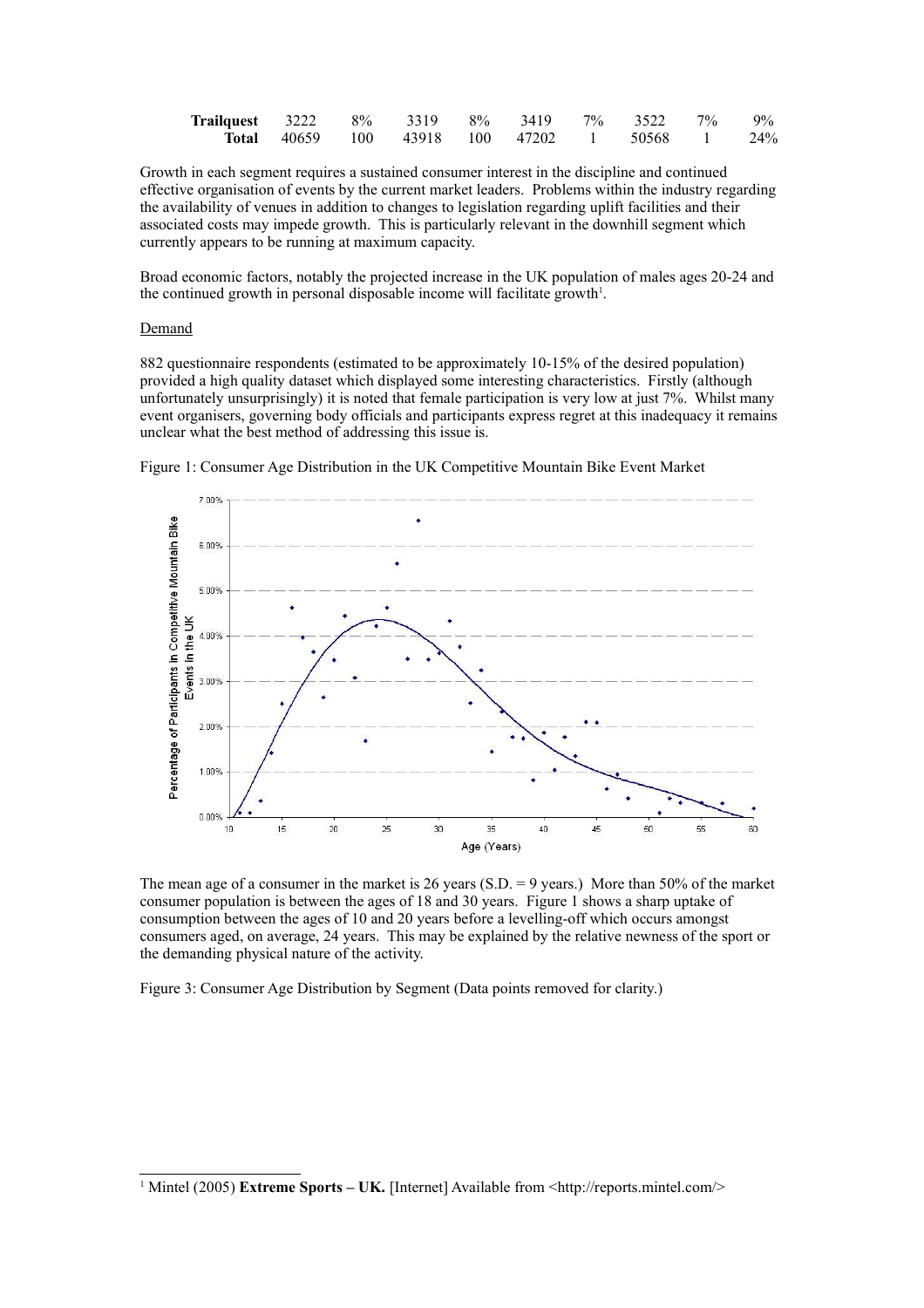| | | | | | | | | | |
|---|---|---|---|---|---|---|---|---|---|
| **Trailquest** | 3222 | 8% | 3319 | 8% | 3419 | 7% | 3522 | 7% | 9% |
| **Total** | 40659 | 100 | 43918 | 100 | 47202 | 1 | 50568 | 1 | 24% |

Growth in each segment requires a sustained consumer interest in the discipline and continued effective organisation of events by the current market leaders. Problems within the industry regarding the availability of venues in addition to changes to legislation regarding uplift facilities and their associated costs may impede growth. This is particularly relevant in the downhill segment which currently appears to be running at maximum capacity.

Broad economic factors, notably the projected increase in the UK population of males ages 20-24 and the continued growth in personal disposable income will facilitate growth[1].

Demand

882 questionnaire respondents (estimated to be approximately 10-15% of the desired population) provided a high quality dataset which displayed some interesting characteristics. Firstly (although unfortunately unsurprisingly) it is noted that female participation is very low at just 7%. Whilst many event organisers, governing body officials and participants express regret at this inadequacy it remains unclear what the best method of addressing this issue is.

Figure 1: Consumer Age Distribution in the UK Competitive Mountain Bike Event Market

The mean age of a consumer in the market is 26 years (S.D. = 9 years.) More than 50% of the market consumer population is between the ages of 18 and 30 years. Figure 1 shows a sharp uptake of consumption between the ages of 10 and 20 years before a levelling-off which occurs amongst consumers aged, on average, 24 years. This may be explained by the relative newness of the sport or the demanding physical nature of the activity.

Figure 3: Consumer Age Distribution by Segment (Data points removed for clarity.)

[1] Mintel (2005) **Extreme Sports – UK.** [Internet] Available from <http://reports.mintel.com/>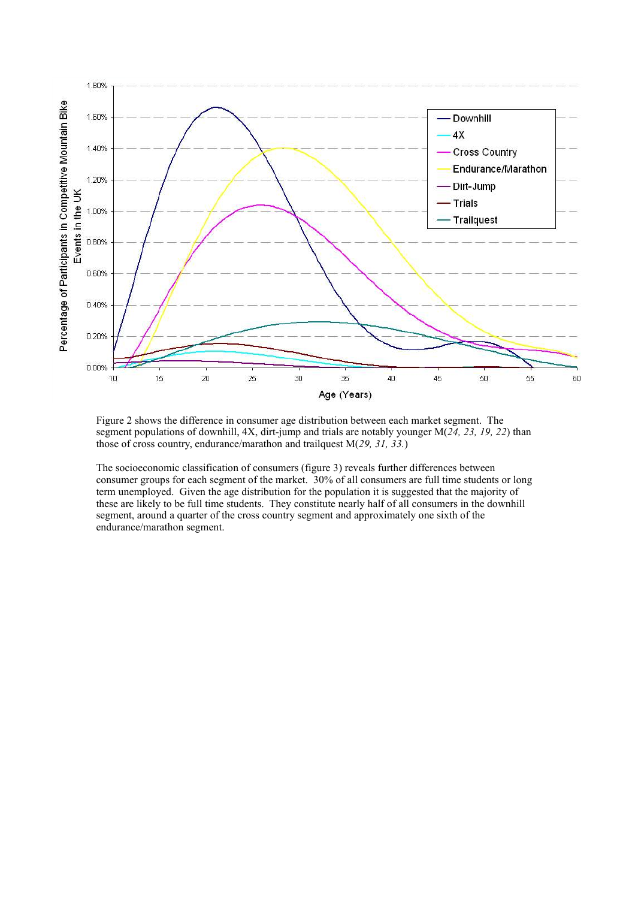Figure 2 shows the difference in consumer age distribution between each market segment. The segment populations of downhill, 4X, dirt-jump and trials are notably younger M(*24, 23, 19, 22*) than those of cross country, endurance/marathon and trailquest M(*29, 31, 33.*)

The socioeconomic classification of consumers (figure 3) reveals further differences between consumer groups for each segment of the market. 30% of all consumers are full time students or long term unemployed. Given the age distribution for the population it is suggested that the majority of these are likely to be full time students. They constitute nearly half of all consumers in the downhill segment, around a quarter of the cross country segment and approximately one sixth of the endurance/marathon segment.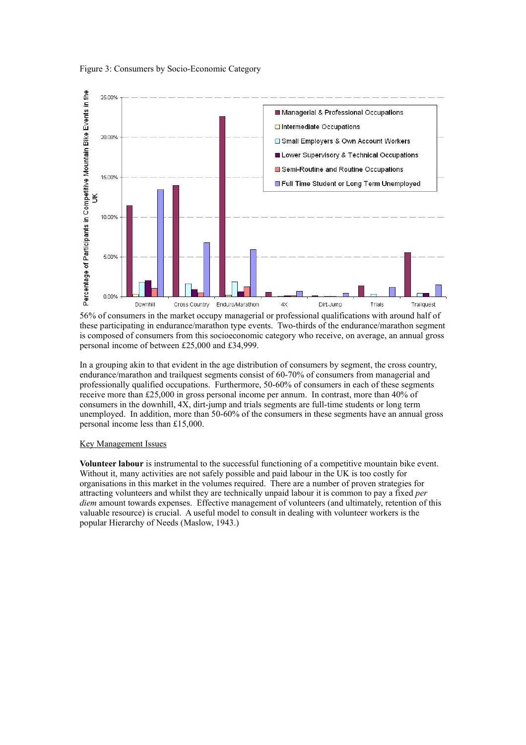Figure 3: Consumers by Socio-Economic Category

56% of consumers in the market occupy managerial or professional qualifications with around half of these participating in endurance/marathon type events. Two-thirds of the endurance/marathon segment is composed of consumers from this socioeconomic category who receive, on average, an annual gross personal income of between £25,000 and £34,999.

In a grouping akin to that evident in the age distribution of consumers by segment, the cross country, endurance/marathon and trailquest segments consist of 60-70% of consumers from managerial and professionally qualified occupations. Furthermore, 50-60% of consumers in each of these segments receive more than £25,000 in gross personal income per annum. In contrast, more than 40% of consumers in the downhill, 4X, dirt-jump and trials segments are full-time students or long term unemployed. In addition, more than 50-60% of the consumers in these segments have an annual gross personal income less than £15,000.

Key Management Issues

**Volunteer labour** is instrumental to the successful functioning of a competitive mountain bike event. Without it, many activities are not safely possible and paid labour in the UK is too costly for organisations in this market in the volumes required. There are a number of proven strategies for attracting volunteers and whilst they are technically unpaid labour it is common to pay a fixed *per diem* amount towards expenses. Effective management of volunteers (and ultimately, retention of this valuable resource) is crucial. A useful model to consult in dealing with volunteer workers is the popular Hierarchy of Needs (Maslow, 1943.)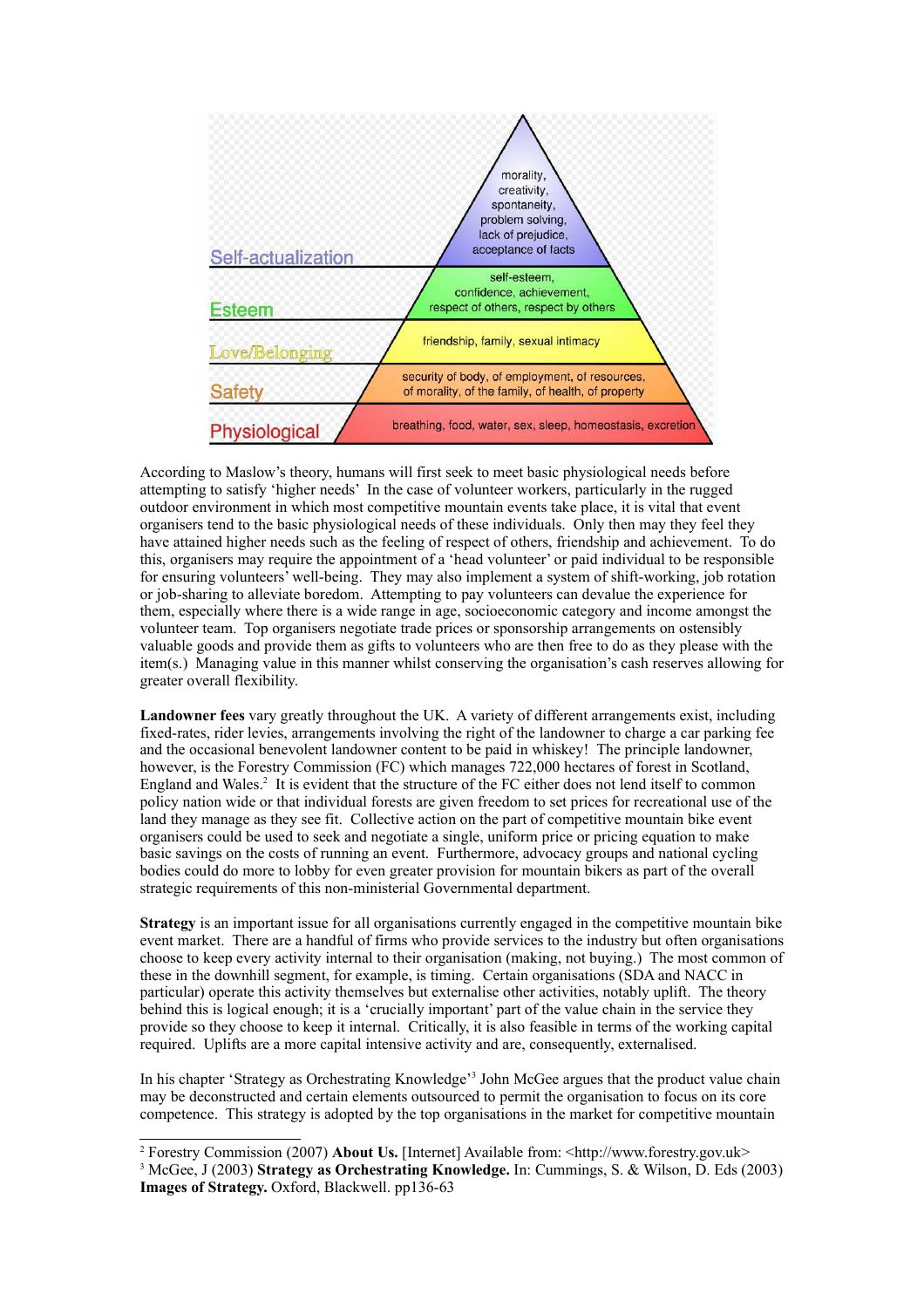Self-actualization: morality, creativity, spontaneity, problem solving, lack of prejudice, acceptance of facts

Esteem: self-esteem, confidence, achievement, respect of others, respect by others

Love/Belonging: friendship, family, sexual intimacy

Safety: security of body, of employment, of resources, of morality, of the family, of health, of property

Physiological: breathing, food, water, sex, sleep, homeostasis, excretion

According to Maslow's theory, humans will first seek to meet basic physiological needs before attempting to satisfy 'higher needs' In the case of volunteer workers, particularly in the rugged outdoor environment in which most competitive mountain events take place, it is vital that event organisers tend to the basic physiological needs of these individuals. Only then may they feel they have attained higher needs such as the feeling of respect of others, friendship and achievement. To do this, organisers may require the appointment of a 'head volunteer' or paid individual to be responsible for ensuring volunteers' well-being. They may also implement a system of shift-working, job rotation or job-sharing to alleviate boredom. Attempting to pay volunteers can devalue the experience for them, especially where there is a wide range in age, socioeconomic category and income amongst the volunteer team. Top organisers negotiate trade prices or sponsorship arrangements on ostensibly valuable goods and provide them as gifts to volunteers who are then free to do as they please with the item(s.) Managing value in this manner whilst conserving the organisation's cash reserves allowing for greater overall flexibility.

**Landowner fees** vary greatly throughout the UK. A variety of different arrangements exist, including fixed-rates, rider levies, arrangements involving the right of the landowner to charge a car parking fee and the occasional benevolent landowner content to be paid in whiskey! The principle landowner, however, is the Forestry Commission (FC) which manages 722,000 hectares of forest in Scotland, England and Wales.[2] It is evident that the structure of the FC either does not lend itself to common policy nation wide or that individual forests are given freedom to set prices for recreational use of the land they manage as they see fit. Collective action on the part of competitive mountain bike event organisers could be used to seek and negotiate a single, uniform price or pricing equation to make basic savings on the costs of running an event. Furthermore, advocacy groups and national cycling bodies could do more to lobby for even greater provision for mountain bikers as part of the overall strategic requirements of this non-ministerial Governmental department.

**Strategy** is an important issue for all organisations currently engaged in the competitive mountain bike event market. There are a handful of firms who provide services to the industry but often organisations choose to keep every activity internal to their organisation (making, not buying.) The most common of these in the downhill segment, for example, is timing. Certain organisations (SDA and NACC in particular) operate this activity themselves but externalise other activities, notably uplift. The theory behind this is logical enough; it is a 'crucially important' part of the value chain in the service they provide so they choose to keep it internal. Critically, it is also feasible in terms of the working capital required. Uplifts are a more capital intensive activity and are, consequently, externalised.

In his chapter 'Strategy as Orchestrating Knowledge'[3] John McGee argues that the product value chain may be deconstructed and certain elements outsourced to permit the organisation to focus on its core competence. This strategy is adopted by the top organisations in the market for competitive mountain

---

[2] Forestry Commission (2007) **About Us.** [Internet] Available from: <http://www.forestry.gov.uk>

[3] McGee, J (2003) **Strategy as Orchestrating Knowledge.** In: Cummings, S. & Wilson, D. Eds (2003) **Images of Strategy.** Oxford, Blackwell. pp136-63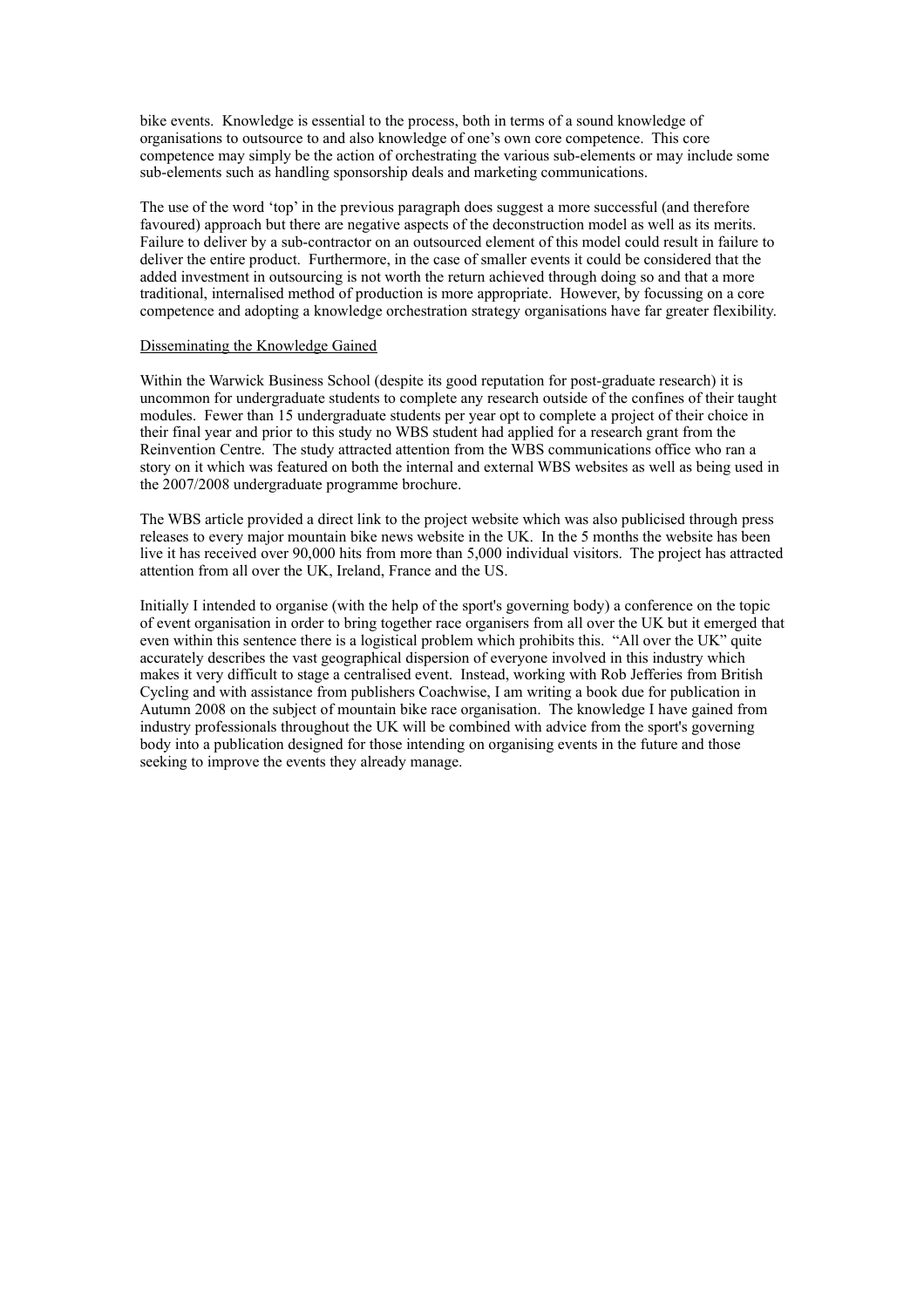bike events. Knowledge is essential to the process, both in terms of a sound knowledge of organisations to outsource to and also knowledge of one's own core competence. This core competence may simply be the action of orchestrating the various sub-elements or may include some sub-elements such as handling sponsorship deals and marketing communications.

The use of the word 'top' in the previous paragraph does suggest a more successful (and therefore favoured) approach but there are negative aspects of the deconstruction model as well as its merits. Failure to deliver by a sub-contractor on an outsourced element of this model could result in failure to deliver the entire product. Furthermore, in the case of smaller events it could be considered that the added investment in outsourcing is not worth the return achieved through doing so and that a more traditional, internalised method of production is more appropriate. However, by focussing on a core competence and adopting a knowledge orchestration strategy organisations have far greater flexibility.

<u>Disseminating the Knowledge Gained</u>

Within the Warwick Business School (despite its good reputation for post-graduate research) it is uncommon for undergraduate students to complete any research outside of the confines of their taught modules. Fewer than 15 undergraduate students per year opt to complete a project of their choice in their final year and prior to this study no WBS student had applied for a research grant from the Reinvention Centre. The study attracted attention from the WBS communications office who ran a story on it which was featured on both the internal and external WBS websites as well as being used in the 2007/2008 undergraduate programme brochure.

The WBS article provided a direct link to the project website which was also publicised through press releases to every major mountain bike news website in the UK. In the 5 months the website has been live it has received over 90,000 hits from more than 5,000 individual visitors. The project has attracted attention from all over the UK, Ireland, France and the US.

Initially I intended to organise (with the help of the sport's governing body) a conference on the topic of event organisation in order to bring together race organisers from all over the UK but it emerged that even within this sentence there is a logistical problem which prohibits this. "All over the UK" quite accurately describes the vast geographical dispersion of everyone involved in this industry which makes it very difficult to stage a centralised event. Instead, working with Rob Jefferies from British Cycling and with assistance from publishers Coachwise, I am writing a book due for publication in Autumn 2008 on the subject of mountain bike race organisation. The knowledge I have gained from industry professionals throughout the UK will be combined with advice from the sport's governing body into a publication designed for those intending on organising events in the future and those seeking to improve the events they already manage.